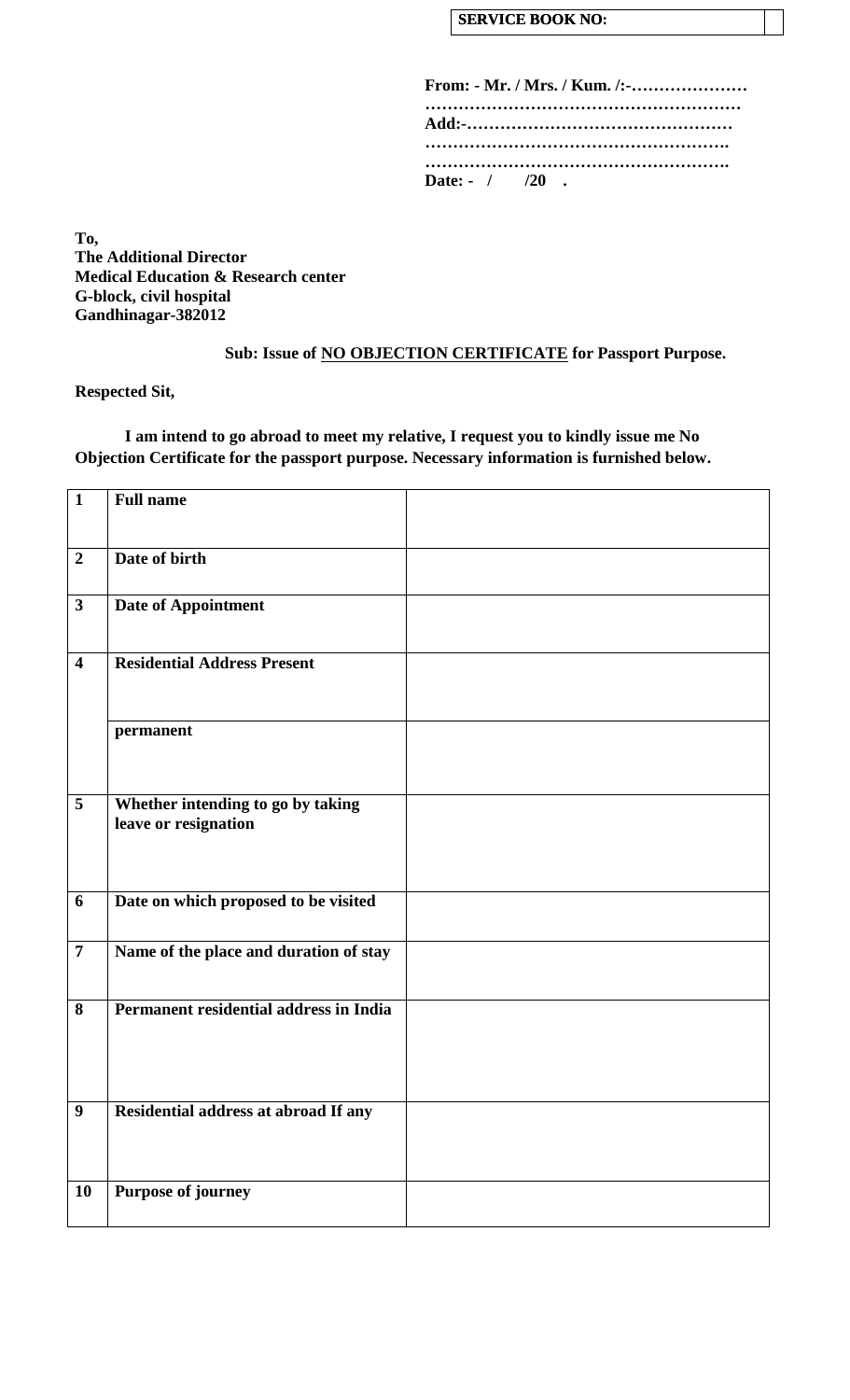| **SERVICE BOOK NO:** | |
|---|---|

**From: - Mr. / Mrs. / Kum. /:-…………………**
**…………………………………………………**
**Add:-…………………………………………**
**……………………………………………….**
**……………………………………………….**
**Date: - / /20 .**

**To,**
**The Additional Director**
**Medical Education & Research center**
**G-block, civil hospital**
**Gandhinagar-382012**

**Sub: Issue of NO OBJECTION CERTIFICATE for Passport Purpose.**

**Respected Sit,**

**I am intend to go abroad to meet my relative, I request you to kindly issue me No Objection Certificate for the passport purpose. Necessary information is furnished below.**

| | | |
|---|---|---|
| **1** | **Full name** | |
| **2** | **Date of birth** | |
| **3** | **Date of Appointment** | |
| **4** | **Residential Address Present** | |
| | **permanent** | |
| **5** | **Whether intending to go by taking leave or resignation** | |
| **6** | **Date on which proposed to be visited** | |
| **7** | **Name of the place and duration of stay** | |
| **8** | **Permanent residential address in India** | |
| **9** | **Residential address at abroad If any** | |
| **10** | **Purpose of journey** | |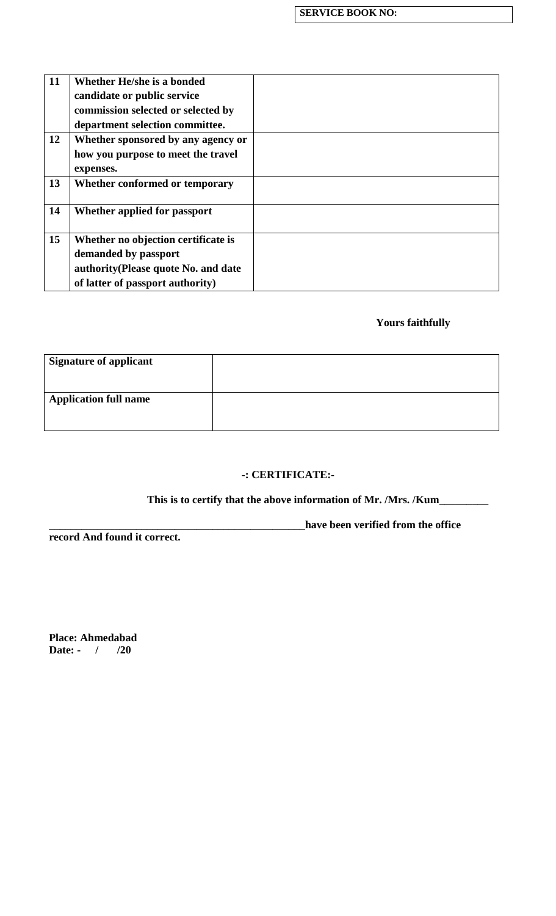**SERVICE BOOK NO:**

| | | |
|---|---|---|
| **11** | **Whether He/she is a bonded candidate or public service commission selected or selected by department selection committee.** | |
| **12** | **Whether sponsored by any agency or how you purpose to meet the travel expenses.** | |
| **13** | **Whether conformed or temporary** | |
| **14** | **Whether applied for passport** | |
| **15** | **Whether no objection certificate is demanded by passport authority(Please quote No. and date of latter of passport authority)** | |

**Yours faithfully**

| | |
|---|---|
| **Signature of applicant** | |
| **Application full name** | |

**-: CERTIFICATE:-**

**This is to certify that the above information of Mr. /Mrs. /Kum_________ _______________________________________________have been verified from the office record And found it correct.**

**Place: Ahmedabad**
**Date: - / /20**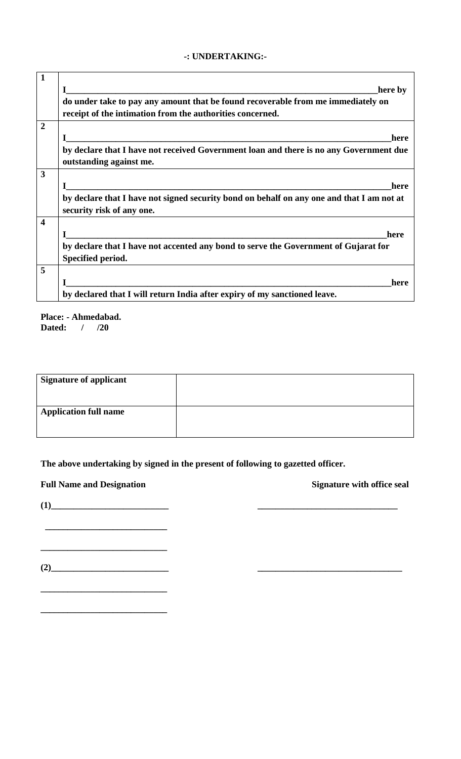**-: UNDERTAKING:-**

| | |
|---|---|
| **1** | **I_________________________________________________________________________here by do under take to pay any amount that be found recoverable from me immediately on receipt of the intimation from the authorities concerned.** |
| **2** | **I___________________________________________________________________________here by declare that I have not received Government loan and there is no any Government due outstanding against me.** |
| **3** | **I___________________________________________________________________________here by declare that I have not signed security bond on behalf on any one and that I am not at security risk of any one.** |
| **4** | **I__________________________________________________________________________here by declare that I have not accented any bond to serve the Government of Gujarat for Specified period.** |
| **5** | **I___________________________________________________________________________here by declared that I will return India after expiry of my sanctioned leave.** |

**Place: - Ahmedabad.**
**Dated: / /20**

| | |
|---|---|
| **Signature of applicant** | |
| **Application full name** | |

**The above undertaking by signed in the present of following to gazetted officer.**

| **Full Name and Designation** | **Signature with office seal** |
|---|---|
| **(1)__________________________** | **_______________________________** |
| **__________________________** | |
| **__________________________** | |
| **(2)__________________________** | **_______________________________** |
| **__________________________** | |
| **__________________________** | |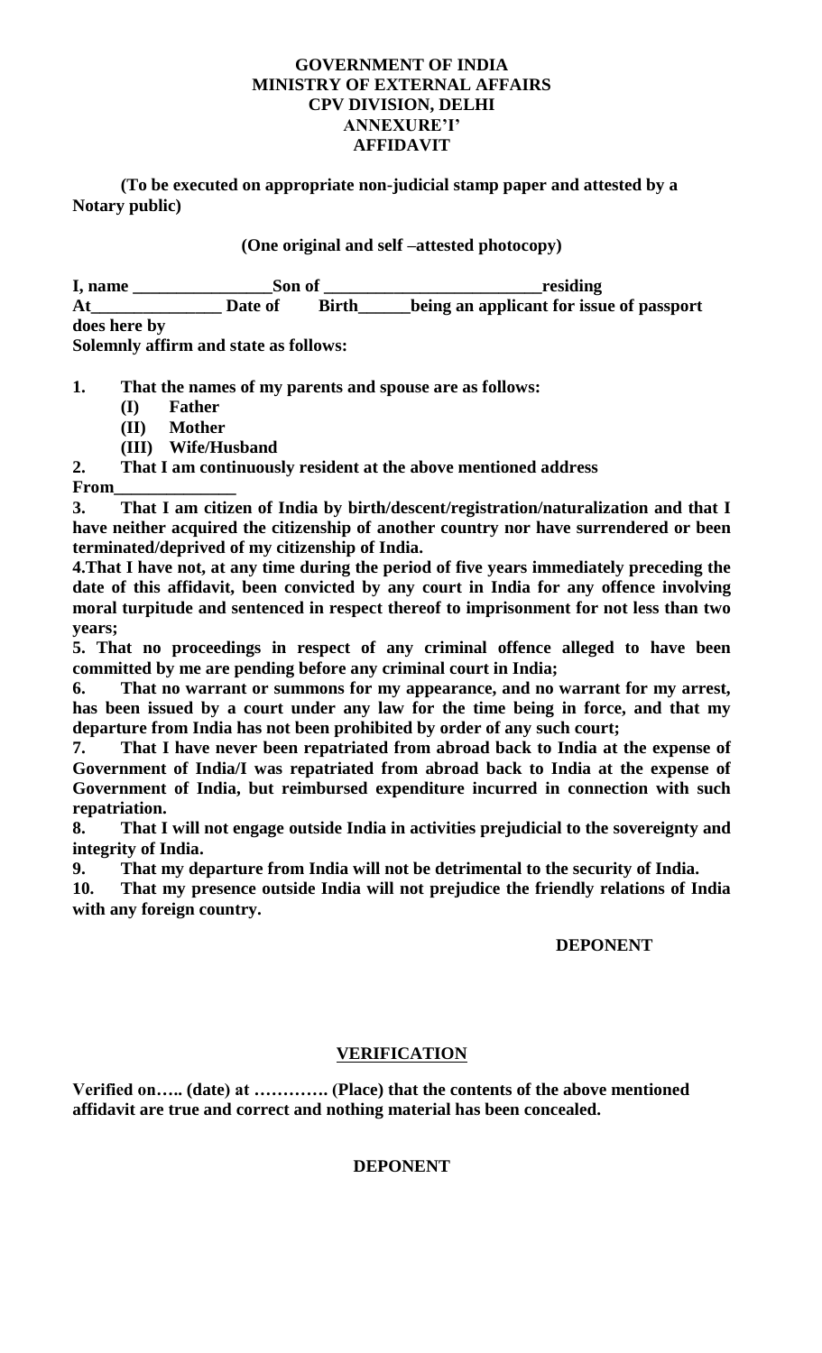**GOVERNMENT OF INDIA**
**MINISTRY OF EXTERNAL AFFAIRS**
**CPV DIVISION, DELHI**
**ANNEXURE'I'**
**AFFIDAVIT**

**(To be executed on appropriate non-judicial stamp paper and attested by a Notary public)**

**(One original and self –attested photocopy)**

**I, name ________________Son of _________________________residing At_______________ Date of Birth______being an applicant for issue of passport does here by**
**Solemnly affirm and state as follows:**

1. **That the names of my parents and spouse are as follows:**
   - **(I) Father**
   - **(II) Mother**
   - **(III) Wife/Husband**
2. **That I am continuously resident at the above mentioned address From______________**
3. **That I am citizen of India by birth/descent/registration/naturalization and that I have neither acquired the citizenship of another country nor have surrendered or been terminated/deprived of my citizenship of India.**
4. **That I have not, at any time during the period of five years immediately preceding the date of this affidavit, been convicted by any court in India for any offence involving moral turpitude and sentenced in respect thereof to imprisonment for not less than two years;**
5. **That no proceedings in respect of any criminal offence alleged to have been committed by me are pending before any criminal court in India;**
6. **That no warrant or summons for my appearance, and no warrant for my arrest, has been issued by a court under any law for the time being in force, and that my departure from India has not been prohibited by order of any such court;**
7. **That I have never been repatriated from abroad back to India at the expense of Government of India/I was repatriated from abroad back to India at the expense of Government of India, but reimbursed expenditure incurred in connection with such repatriation.**
8. **That I will not engage outside India in activities prejudicial to the sovereignty and integrity of India.**
9. **That my departure from India will not be detrimental to the security of India.**
10. **That my presence outside India will not prejudice the friendly relations of India with any foreign country.**

**DEPONENT**

**VERIFICATION**

**Verified on….. (date) at …………. (Place) that the contents of the above mentioned affidavit are true and correct and nothing material has been concealed.**

**DEPONENT**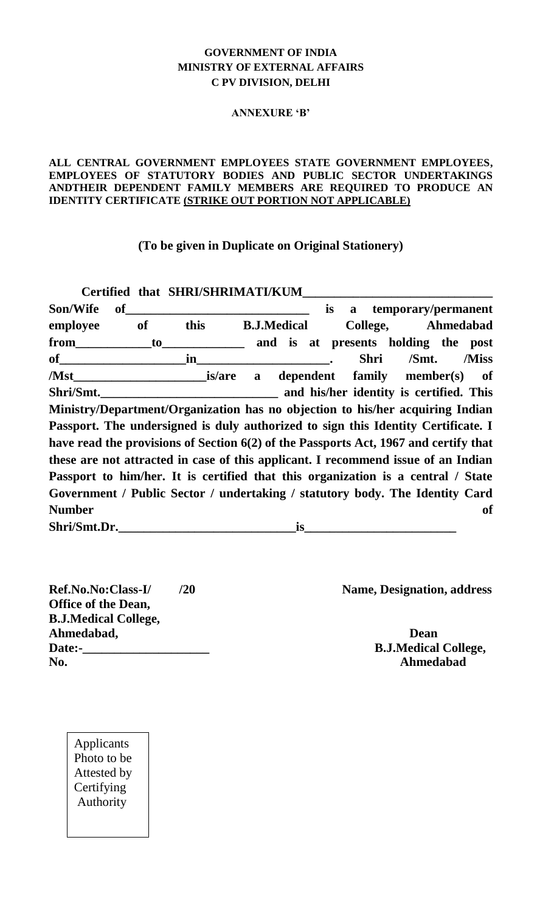**GOVERNMENT OF INDIA**
**MINISTRY OF EXTERNAL AFFAIRS**
**C PV DIVISION, DELHI**

**ANNEXURE 'B'**

**ALL CENTRAL GOVERNMENT EMPLOYEES STATE GOVERNMENT EMPLOYEES, EMPLOYEES OF STATUTORY BODIES AND PUBLIC SECTOR UNDERTAKINGS ANDTHEIR DEPENDENT FAMILY MEMBERS ARE REQUIRED TO PRODUCE AN IDENTITY CERTIFICATE (STRIKE OUT PORTION NOT APPLICABLE)**

**(To be given in Duplicate on Original Stationery)**

**Certified that SHRI/SHRIMATI/KUM______________________________ Son/Wife of______________________________ is a temporary/permanent employee of this B.J.Medical College, Ahmedabad from____________to_____________ and is at presents holding the post of____________________in_____________________. Shri /Smt. /Miss /Mst_____________________is/are a dependent family member(s) of Shri/Smt.____________________________ and his/her identity is certified. This Ministry/Department/Organization has no objection to his/her acquiring Indian Passport. The undersigned is duly authorized to sign this Identity Certificate. I have read the provisions of Section 6(2) of the Passports Act, 1967 and certify that these are not attracted in case of this applicant. I recommend issue of an Indian Passport to him/her. It is certified that this organization is a central / State Government / Public Sector / undertaking / statutory body. The Identity Card Number of Shri/Smt.Dr.____________________________is________________________**

**Ref.No.No:Class-I/ /20**
**Office of the Dean,**
**B.J.Medical College,**
**Ahmedabad,**
**Date:-____________________**
**No.**

**Name, Designation, address**

**Dean**
**B.J.Medical College,**
**Ahmedabad**

Applicants Photo to be Attested by Certifying Authority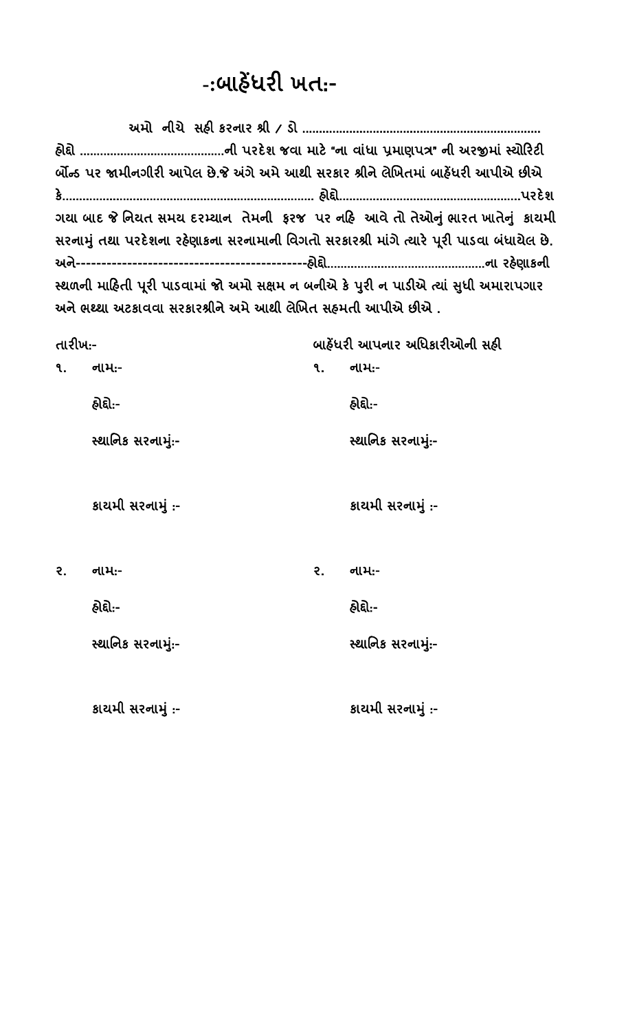# -:બાહેંધરી ખત:-

અમો નીચે સહી કરનાર શ્રી / ડો ...................................................................... હોદ્દો ..........................................ની પરદેશ જવા માટે "ના વાંધા પ્રમાણપત્ર" ની અરજીમાં સ્યોરિટી બૉન્ડ પર જામીનગીરી આપેલ છે.જે અંગે અમે આથી સરકાર શ્રીને લેખિતમાં બાહેંધરી આપીએ છીએ કે.......................................................................... હોદ્દો....................................................પરદેશ ગયા બાદ જે નિયત સમય દરમ્યાન તેમની ફરજ પર નહિ આવે તો તેઓનું ભારત ખાતેનું કાયમી સરનામું તથા પરદેશના રહેણાકના સરનામાની વિગતો સરકારશ્રી માંગે ત્યારે પૂરી પાડવા બંધાયેલ છે. અને---------------------------------------------હોદ્દો.............................................ના રહેણાકની સ્થળની માહિતી પૂરી પાડવામાં જો અમો સક્ષમ ન બનીએ કે પુરી ન પાડીએ ત્યાં સુધી અમારાપગાર અને ભથ્થા અટકાવવા સરકારશ્રીને અમે આથી લેખિત સહમતી આપીએ છીએ .

તારીખ:-

બાહેંધરી આપનાર અધિકારીઓની સહી

૧. નામ:-

હોદ્દો:-

સ્થાનિક સરનામું:-

કાયમી સરનામું :-

૧. નામ:-

હોદ્દો:-

સ્થાનિક સરનામું:-

કાયમી સરનામું :-

૨. નામ:-

હોદ્દો:-

સ્થાનિક સરનામું:-

કાયમી સરનામું :-

૨. નામ:-

હોદ્દો:-

સ્થાનિક સરનામું:-

કાયમી સરનામું :-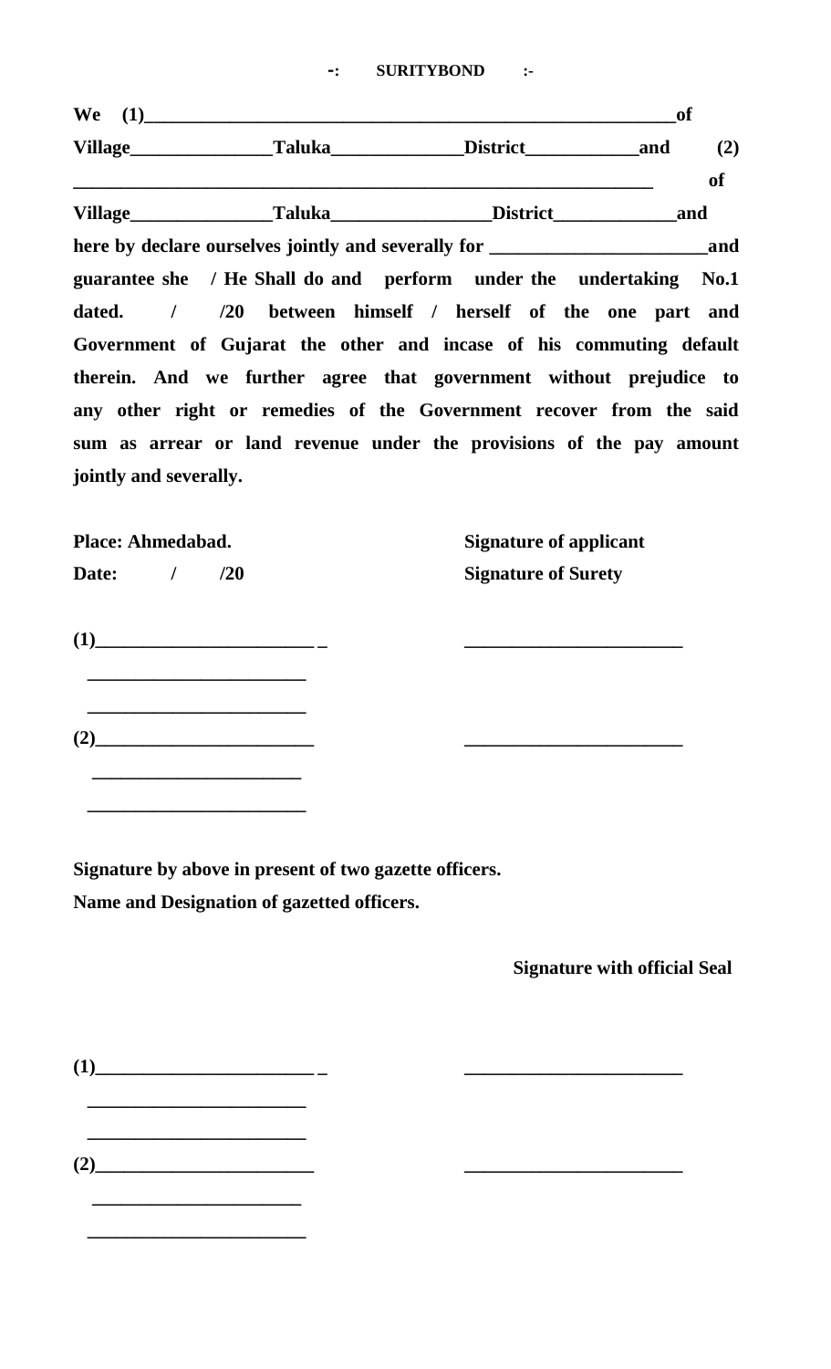**-: SURITYBOND :-**

**We (1)____________________________________________________________of Village_______________Taluka______________District____________and (2) ______________________________________________________________ of Village_______________Taluka_________________District_____________and here by declare ourselves jointly and severally for _______________________and guarantee she / He Shall do and perform under the undertaking No.1 dated. / /20 between himself / herself of the one part and Government of Gujarat the other and incase of his commuting default therein. And we further agree that government without prejudice to any other right or remedies of the Government recover from the said sum as arrear or land revenue under the provisions of the pay amount jointly and severally.**

**Place: Ahmedabad.** **Signature of applicant**

**Date: / /20** **Signature of Surety**

**(1)________________________ _** ________________________

________________________

________________________

**(2)________________________** ________________________

_______________________

________________________

**Signature by above in present of two gazette officers.**

**Name and Designation of gazetted officers.**

**Signature with official Seal**

**(1)________________________ _** ________________________

________________________

________________________

**(2)________________________** ________________________

_______________________

________________________